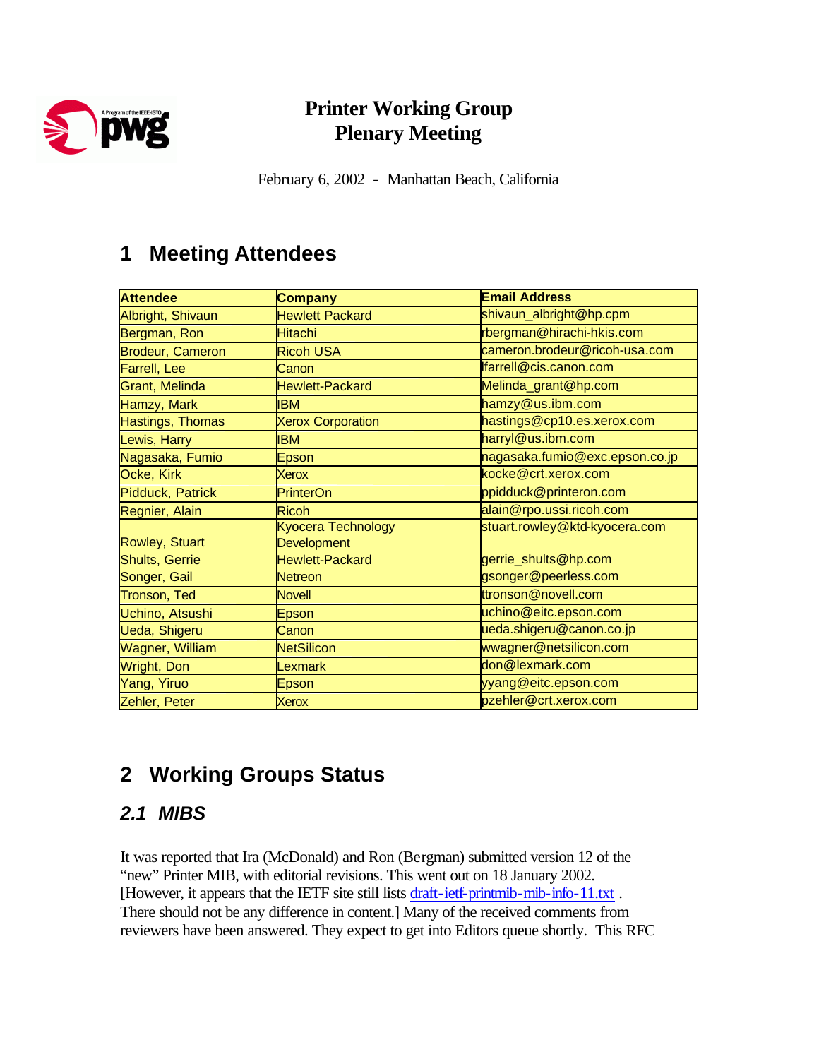# Printer Working Group
# Plenary Meeting

February 6, 2002 - Manhattan Beach, California

## 1 Meeting Attendees

| Attendee | Company | Email Address |
|---|---|---|
| Albright, Shivaun | Hewlett Packard | shivaun_albright@hp.cpm |
| Bergman, Ron | Hitachi | rbergman@hirachi-hkis.com |
| Brodeur, Cameron | Ricoh USA | cameron.brodeur@ricoh-usa.com |
| Farrell, Lee | Canon | lfarrell@cis.canon.com |
| Grant, Melinda | Hewlett-Packard | Melinda_grant@hp.com |
| Hamzy, Mark | IBM | hamzy@us.ibm.com |
| Hastings, Thomas | Xerox Corporation | hastings@cp10.es.xerox.com |
| Lewis, Harry | IBM | harryl@us.ibm.com |
| Nagasaka, Fumio | Epson | nagasaka.fumio@exc.epson.co.jp |
| Ocke, Kirk | Xerox | kocke@crt.xerox.com |
| Pidduck, Patrick | PrinterOn | ppidduck@printeron.com |
| Regnier, Alain | Ricoh | alain@rpo.ussi.ricoh.com |
| Rowley, Stuart | Kyocera Technology Development | stuart.rowley@ktd-kyocera.com |
| Shults, Gerrie | Hewlett-Packard | gerrie_shults@hp.com |
| Songer, Gail | Netreon | gsonger@peerless.com |
| Tronson, Ted | Novell | ttronson@novell.com |
| Uchino, Atsushi | Epson | uchino@eitc.epson.com |
| Ueda, Shigeru | Canon | ueda.shigeru@canon.co.jp |
| Wagner, William | NetSilicon | wwagner@netsilicon.com |
| Wright, Don | Lexmark | don@lexmark.com |
| Yang, Yiruo | Epson | yyang@eitc.epson.com |
| Zehler, Peter | Xerox | pzehler@crt.xerox.com |

## 2 Working Groups Status

### *2.1 MIBS*

It was reported that Ira (McDonald) and Ron (Bergman) submitted version 12 of the "new" Printer MIB, with editorial revisions. This went out on 18 January 2002. [However, it appears that the IETF site still lists draft-ietf-printmib-mib-info-11.txt . There should not be any difference in content.] Many of the received comments from reviewers have been answered. They expect to get into Editors queue shortly. This RFC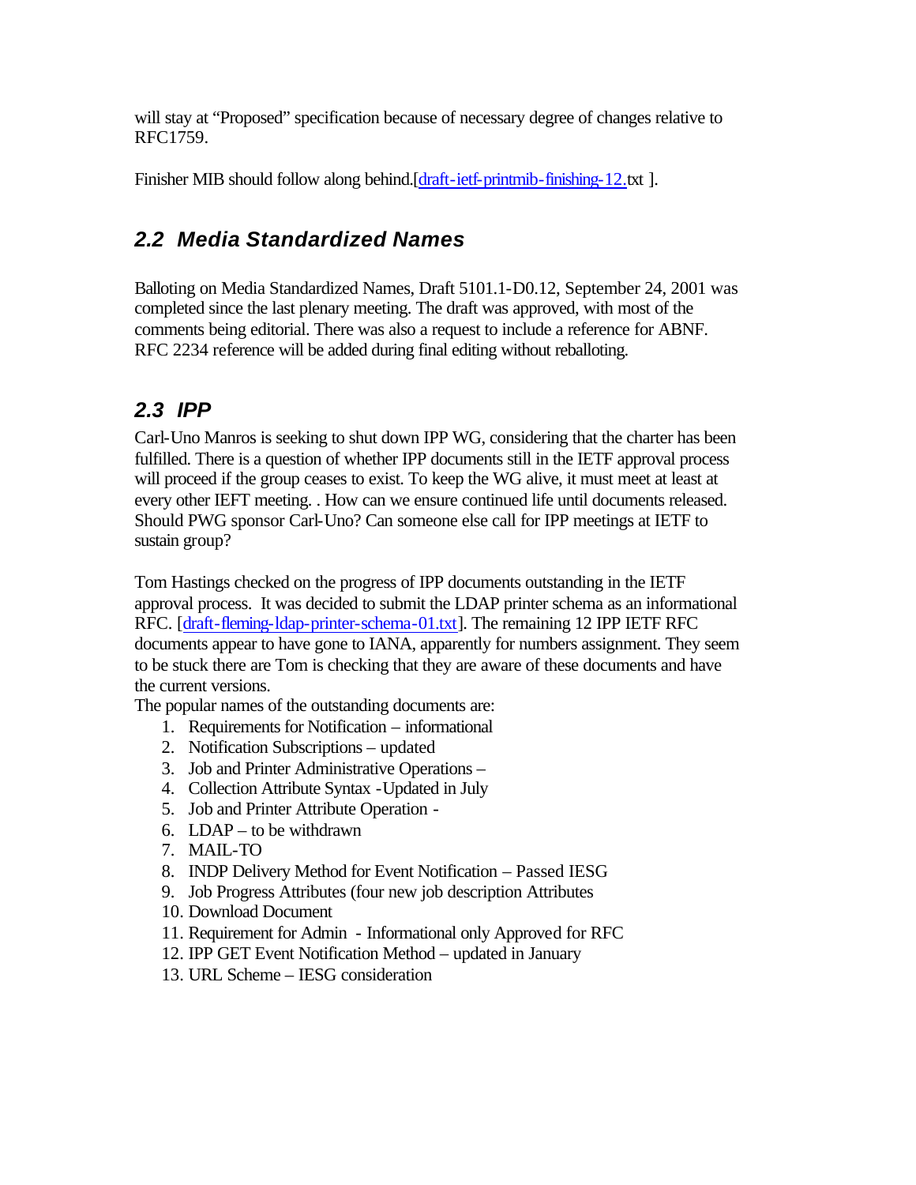will stay at “Proposed” specification because of necessary degree of changes relative to RFC1759.

Finisher MIB should follow along behind.[draft-ietf-printmib-finishing-12.txt ].

## 2.2 Media Standardized Names

Balloting on Media Standardized Names, Draft 5101.1-D0.12, September 24, 2001 was completed since the last plenary meeting. The draft was approved, with most of the comments being editorial. There was also a request to include a reference for ABNF. RFC 2234 reference will be added during final editing without reballoting.

## 2.3 IPP

Carl-Uno Manros is seeking to shut down IPP WG, considering that the charter has been fulfilled. There is a question of whether IPP documents still in the IETF approval process will proceed if the group ceases to exist. To keep the WG alive, it must meet at least at every other IEFT meeting. . How can we ensure continued life until documents released. Should PWG sponsor Carl-Uno? Can someone else call for IPP meetings at IETF to sustain group?

Tom Hastings checked on the progress of IPP documents outstanding in the IETF approval process. It was decided to submit the LDAP printer schema as an informational RFC. [draft-fleming-ldap-printer-schema-01.txt]. The remaining 12 IPP IETF RFC documents appear to have gone to IANA, apparently for numbers assignment. They seem to be stuck there are Tom is checking that they are aware of these documents and have the current versions.

The popular names of the outstanding documents are:

1. Requirements for Notification – informational
2. Notification Subscriptions – updated
3. Job and Printer Administrative Operations –
4. Collection Attribute Syntax -Updated in July
5. Job and Printer Attribute Operation -
6. LDAP – to be withdrawn
7. MAIL-TO
8. INDP Delivery Method for Event Notification – Passed IESG
9. Job Progress Attributes (four new job description Attributes
10. Download Document
11. Requirement for Admin - Informational only Approved for RFC
12. IPP GET Event Notification Method – updated in January
13. URL Scheme – IESG consideration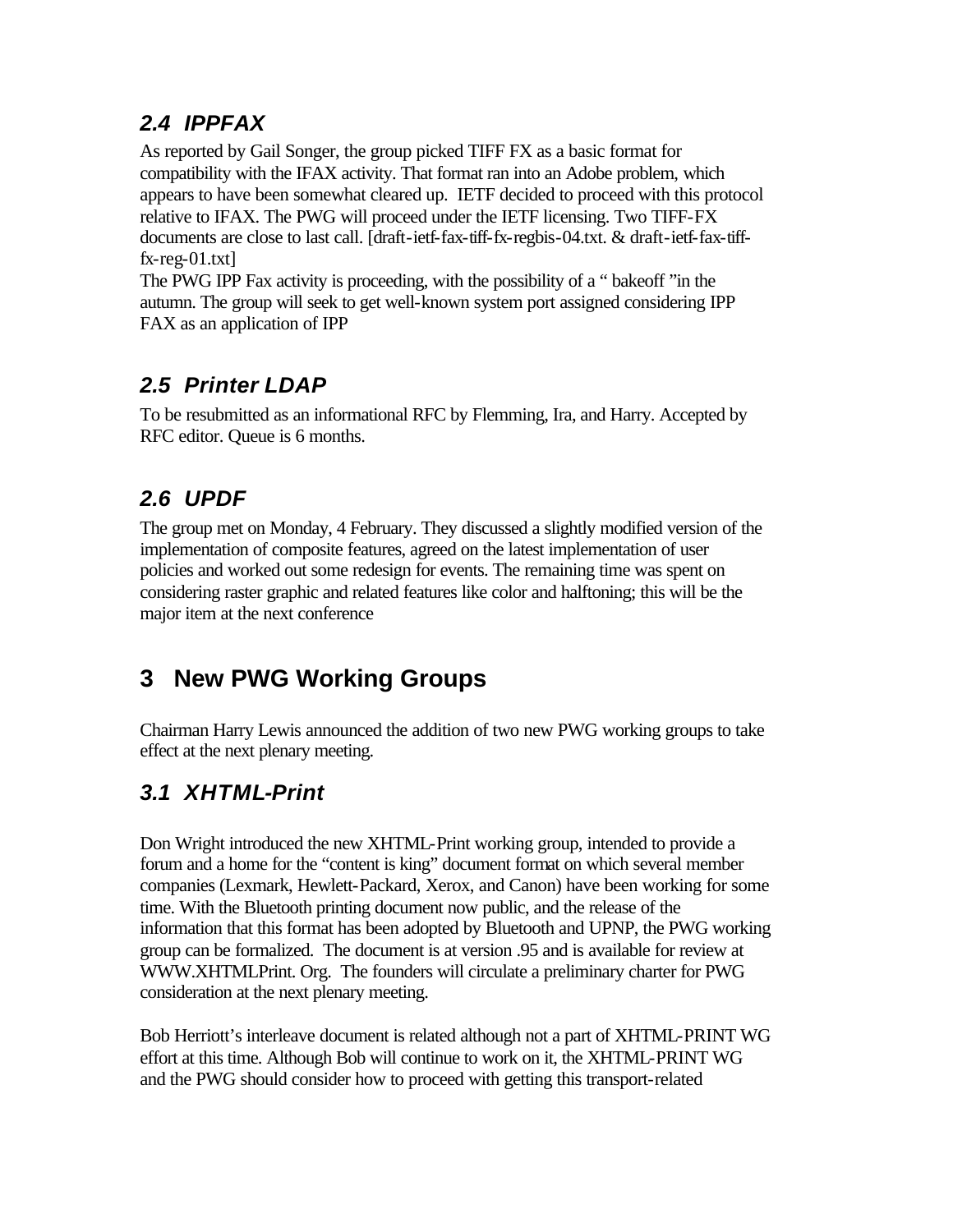## 2.4 IPPFAX

As reported by Gail Songer, the group picked TIFF FX as a basic format for compatibility with the IFAX activity. That format ran into an Adobe problem, which appears to have been somewhat cleared up. IETF decided to proceed with this protocol relative to IFAX. The PWG will proceed under the IETF licensing. Two TIFF-FX documents are close to last call. [draft-ietf-fax-tiff-fx-regbis-04.txt. & draft-ietf-fax-tiff-fx-reg-01.txt]

The PWG IPP Fax activity is proceeding, with the possibility of a " bakeoff "in the autumn. The group will seek to get well-known system port assigned considering IPP FAX as an application of IPP

## 2.5 Printer LDAP

To be resubmitted as an informational RFC by Flemming, Ira, and Harry. Accepted by RFC editor. Queue is 6 months.

## 2.6 UPDF

The group met on Monday, 4 February. They discussed a slightly modified version of the implementation of composite features, agreed on the latest implementation of user policies and worked out some redesign for events. The remaining time was spent on considering raster graphic and related features like color and halftoning; this will be the major item at the next conference

# 3 New PWG Working Groups

Chairman Harry Lewis announced the addition of two new PWG working groups to take effect at the next plenary meeting.

## 3.1 XHTML-Print

Don Wright introduced the new XHTML-Print working group, intended to provide a forum and a home for the "content is king" document format on which several member companies (Lexmark, Hewlett-Packard, Xerox, and Canon) have been working for some time. With the Bluetooth printing document now public, and the release of the information that this format has been adopted by Bluetooth and UPNP, the PWG working group can be formalized. The document is at version .95 and is available for review at WWW.XHTMLPrint. Org. The founders will circulate a preliminary charter for PWG consideration at the next plenary meeting.

Bob Herriott's interleave document is related although not a part of XHTML-PRINT WG effort at this time. Although Bob will continue to work on it, the XHTML-PRINT WG and the PWG should consider how to proceed with getting this transport-related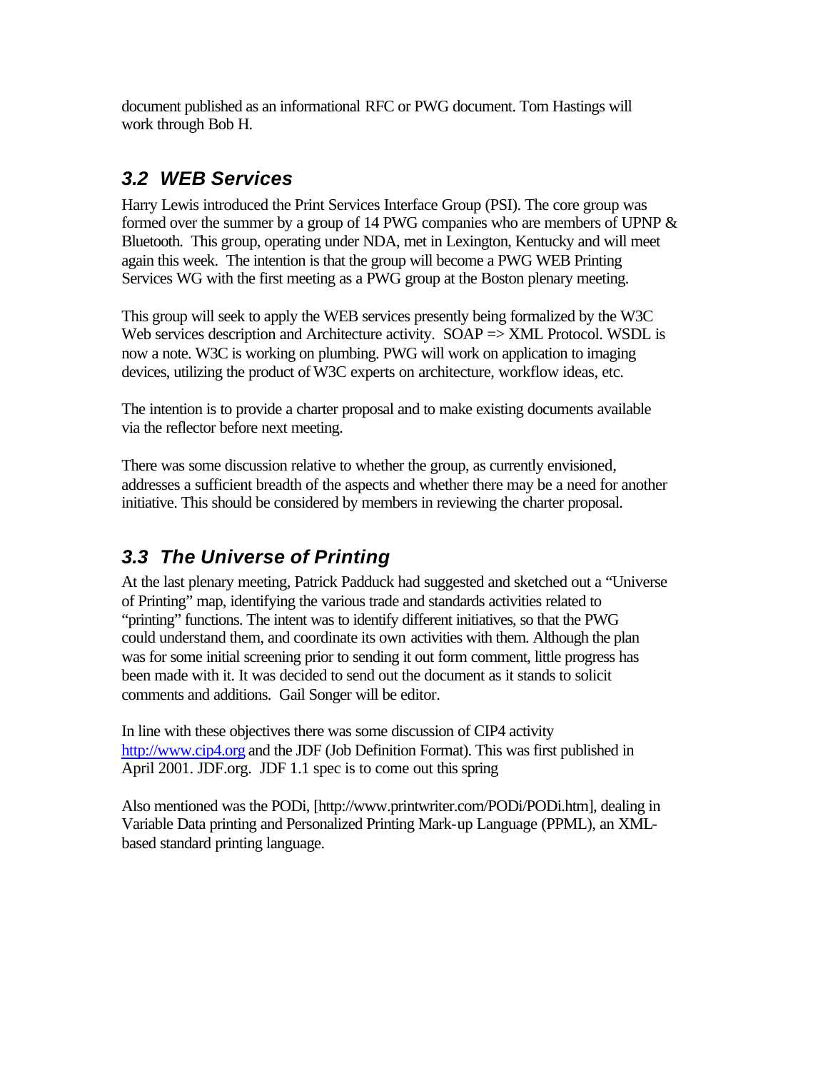document published as an informational RFC or PWG document. Tom Hastings will work through Bob H.

## *3.2 WEB Services*

Harry Lewis introduced the Print Services Interface Group (PSI). The core group was formed over the summer by a group of 14 PWG companies who are members of UPNP & Bluetooth. This group, operating under NDA, met in Lexington, Kentucky and will meet again this week. The intention is that the group will become a PWG WEB Printing Services WG with the first meeting as a PWG group at the Boston plenary meeting.

This group will seek to apply the WEB services presently being formalized by the W3C Web services description and Architecture activity. SOAP => XML Protocol. WSDL is now a note. W3C is working on plumbing. PWG will work on application to imaging devices, utilizing the product of W3C experts on architecture, workflow ideas, etc.

The intention is to provide a charter proposal and to make existing documents available via the reflector before next meeting.

There was some discussion relative to whether the group, as currently envisioned, addresses a sufficient breadth of the aspects and whether there may be a need for another initiative. This should be considered by members in reviewing the charter proposal.

## *3.3 The Universe of Printing*

At the last plenary meeting, Patrick Padduck had suggested and sketched out a "Universe of Printing" map, identifying the various trade and standards activities related to "printing" functions. The intent was to identify different initiatives, so that the PWG could understand them, and coordinate its own activities with them. Although the plan was for some initial screening prior to sending it out form comment, little progress has been made with it. It was decided to send out the document as it stands to solicit comments and additions. Gail Songer will be editor.

In line with these objectives there was some discussion of CIP4 activity http://www.cip4.org and the JDF (Job Definition Format). This was first published in April 2001. JDF.org. JDF 1.1 spec is to come out this spring

Also mentioned was the PODi, [http://www.printwriter.com/PODi/PODi.htm], dealing in Variable Data printing and Personalized Printing Mark-up Language (PPML), an XML-based standard printing language.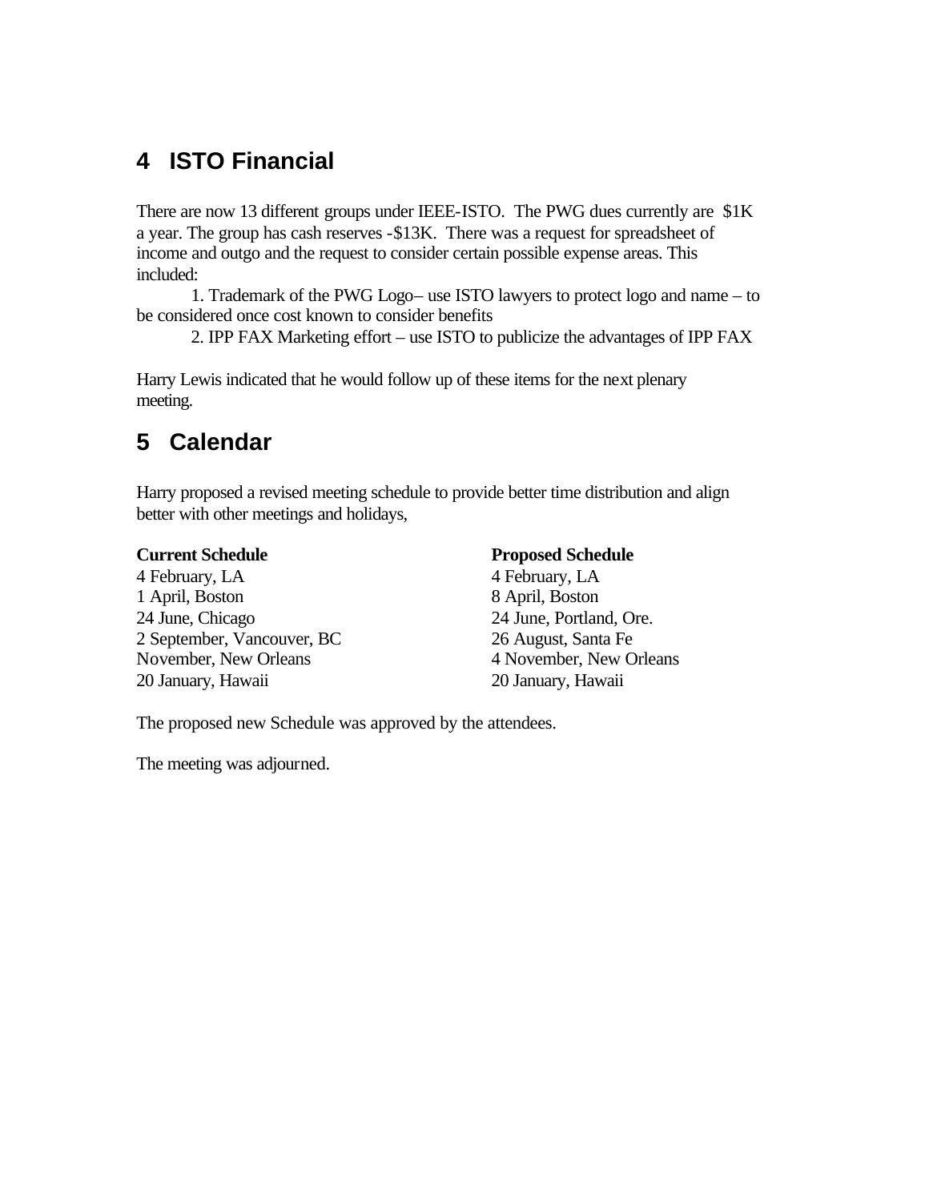## 4 ISTO Financial

There are now 13 different groups under IEEE-ISTO. The PWG dues currently are $1K a year. The group has cash reserves -$13K. There was a request for spreadsheet of income and outgo and the request to consider certain possible expense areas. This included:

1. Trademark of the PWG Logo– use ISTO lawyers to protect logo and name – to be considered once cost known to consider benefits
2. IPP FAX Marketing effort – use ISTO to publicize the advantages of IPP FAX

Harry Lewis indicated that he would follow up of these items for the next plenary meeting.

## 5 Calendar

Harry proposed a revised meeting schedule to provide better time distribution and align better with other meetings and holidays,

| **Current Schedule** | **Proposed Schedule** |
|---|---|
| 4 February, LA | 4 February, LA |
| 1 April, Boston | 8 April, Boston |
| 24 June, Chicago | 24 June, Portland, Ore. |
| 2 September, Vancouver, BC | 26 August, Santa Fe |
| November, New Orleans | 4 November, New Orleans |
| 20 January, Hawaii | 20 January, Hawaii |

The proposed new Schedule was approved by the attendees.

The meeting was adjourned.